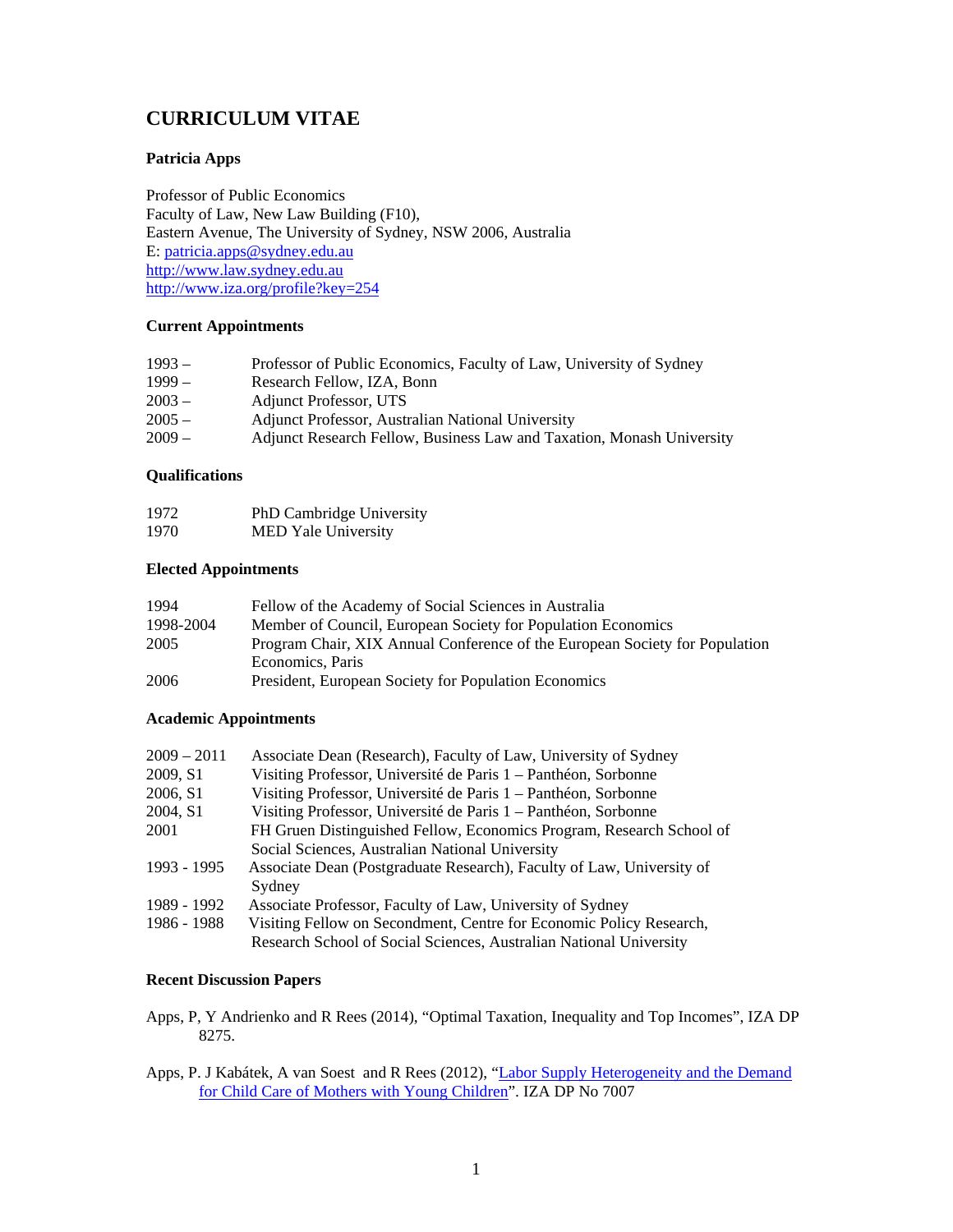# CURRICULUM VITAE

**Patricia Apps**

Professor of Public Economics
Faculty of Law, New Law Building (F10),
Eastern Avenue, The University of Sydney, NSW 2006, Australia
E: patricia.apps@sydney.edu.au
http://www.law.sydney.edu.au
http://www.iza.org/profile?key=254

### Current Appointments

| | |
|---|---|
| 1993 – | Professor of Public Economics, Faculty of Law, University of Sydney |
| 1999 – | Research Fellow, IZA, Bonn |
| 2003 – | Adjunct Professor, UTS |
| 2005 – | Adjunct Professor, Australian National University |
| 2009 – | Adjunct Research Fellow, Business Law and Taxation, Monash University |

### Qualifications

| | |
|---|---|
| 1972 | PhD Cambridge University |
| 1970 | MED Yale University |

### Elected Appointments

| | |
|---|---|
| 1994 | Fellow of the Academy of Social Sciences in Australia |
| 1998-2004 | Member of Council, European Society for Population Economics |
| 2005 | Program Chair, XIX Annual Conference of the European Society for Population Economics, Paris |
| 2006 | President, European Society for Population Economics |

### Academic Appointments

| | |
|---|---|
| 2009 – 2011 | Associate Dean (Research), Faculty of Law, University of Sydney |
| 2009, S1 | Visiting Professor, Université de Paris 1 – Panthéon, Sorbonne |
| 2006, S1 | Visiting Professor, Université de Paris 1 – Panthéon, Sorbonne |
| 2004, S1 | Visiting Professor, Université de Paris 1 – Panthéon, Sorbonne |
| 2001 | FH Gruen Distinguished Fellow, Economics Program, Research School of Social Sciences, Australian National University |
| 1993 - 1995 | Associate Dean (Postgraduate Research), Faculty of Law, University of Sydney |
| 1989 - 1992 | Associate Professor, Faculty of Law, University of Sydney |
| 1986 - 1988 | Visiting Fellow on Secondment, Centre for Economic Policy Research, Research School of Social Sciences, Australian National University |

### Recent Discussion Papers

Apps, P, Y Andrienko and R Rees (2014), "Optimal Taxation, Inequality and Top Incomes", IZA DP 8275.

Apps, P. J Kabátek, A van Soest and R Rees (2012), "Labor Supply Heterogeneity and the Demand for Child Care of Mothers with Young Children". IZA DP No 7007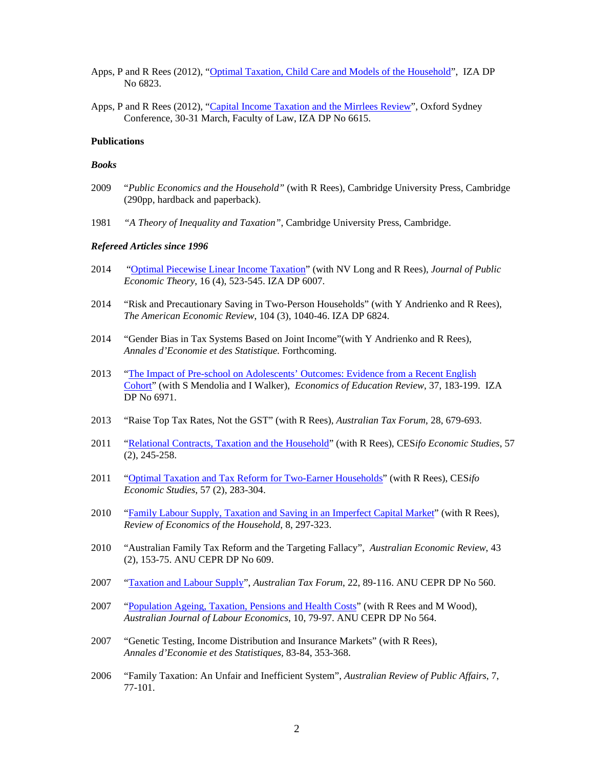Apps, P and R Rees (2012), "Optimal Taxation, Child Care and Models of the Household", IZA DP No 6823.

Apps, P and R Rees (2012), "Capital Income Taxation and the Mirrlees Review", Oxford Sydney Conference, 30-31 March, Faculty of Law, IZA DP No 6615.

**Publications**

***Books***

2009 "*Public Economics and the Household"* (with R Rees), Cambridge University Press, Cambridge (290pp, hardback and paperback).

1981 *"A Theory of Inequality and Taxation"*, Cambridge University Press, Cambridge.

***Refereed Articles since 1996***

2014 "Optimal Piecewise Linear Income Taxation" (with NV Long and R Rees), *Journal of Public Economic Theory*, 16 (4), 523-545. IZA DP 6007.

2014 "Risk and Precautionary Saving in Two-Person Households" (with Y Andrienko and R Rees), *The American Economic Review*, 104 (3), 1040-46. IZA DP 6824.

2014 "Gender Bias in Tax Systems Based on Joint Income"(with Y Andrienko and R Rees), *Annales d'Economie et des Statistique.* Forthcoming.

2013 "The Impact of Pre-school on Adolescents' Outcomes: Evidence from a Recent English Cohort" (with S Mendolia and I Walker), *Economics of Education Review*, 37, 183-199. IZA DP No 6971.

2013 "Raise Top Tax Rates, Not the GST" (with R Rees), *Australian Tax Forum*, 28, 679-693.

2011 "Relational Contracts, Taxation and the Household" (with R Rees), CES*ifo Economic Studies*, 57 (2), 245-258.

2011 "Optimal Taxation and Tax Reform for Two-Earner Households" (with R Rees), CES*ifo Economic Studies*, 57 (2), 283-304.

2010 "Family Labour Supply, Taxation and Saving in an Imperfect Capital Market" (with R Rees), *Review of Economics of the Household*, 8, 297-323.

2010 "Australian Family Tax Reform and the Targeting Fallacy", *Australian Economic Review*, 43 (2), 153-75. ANU CEPR DP No 609.

2007 "Taxation and Labour Supply", *Australian Tax Forum*, 22, 89-116. ANU CEPR DP No 560.

2007 "Population Ageing, Taxation, Pensions and Health Costs" (with R Rees and M Wood), *Australian Journal of Labour Economics*, 10, 79-97. ANU CEPR DP No 564.

2007 "Genetic Testing, Income Distribution and Insurance Markets" (with R Rees), *Annales d'Economie et des Statistiques*, 83-84, 353-368.

2006 "Family Taxation: An Unfair and Inefficient System", *Australian Review of Public Affairs*, 7, 77-101.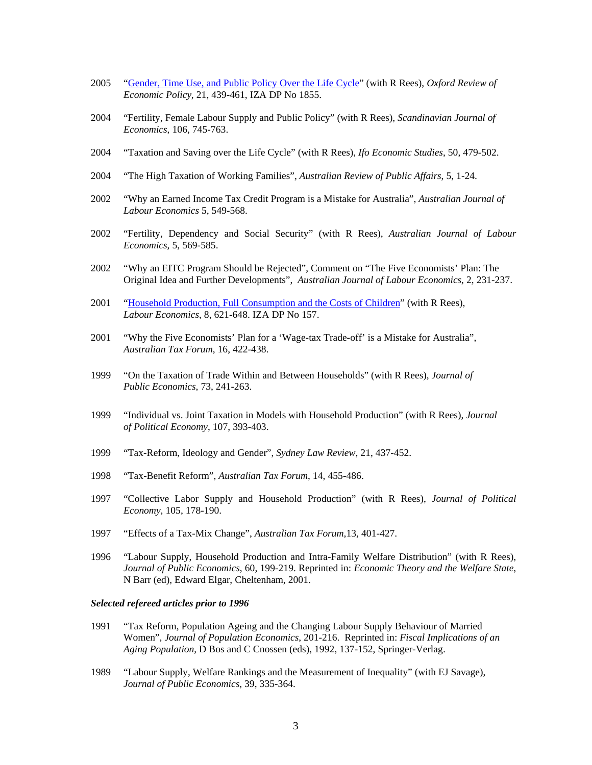2005 "[Gender, Time Use, and Public Policy Over the Life Cycle]" (with R Rees), *Oxford Review of Economic Policy*, 21, 439-461, IZA DP No 1855.

2004 "Fertility, Female Labour Supply and Public Policy" (with R Rees), *Scandinavian Journal of Economics*, 106, 745-763.

2004 "Taxation and Saving over the Life Cycle" (with R Rees), *Ifo Economic Studies*, 50, 479-502.

2004 "The High Taxation of Working Families", *Australian Review of Public Affairs*, 5, 1-24.

2002 "Why an Earned Income Tax Credit Program is a Mistake for Australia", *Australian Journal of Labour Economics* 5, 549-568.

2002 "Fertility, Dependency and Social Security" (with R Rees), *Australian Journal of Labour Economics*, 5, 569-585.

2002 "Why an EITC Program Should be Rejected", Comment on "The Five Economists' Plan: The Original Idea and Further Developments", *Australian Journal of Labour Economics*, 2, 231-237.

2001 "[Household Production, Full Consumption and the Costs of Children]" (with R Rees), *Labour Economics*, 8, 621-648. IZA DP No 157.

2001 "Why the Five Economists' Plan for a 'Wage-tax Trade-off' is a Mistake for Australia", *Australian Tax Forum*, 16, 422-438.

1999 "On the Taxation of Trade Within and Between Households" (with R Rees), *Journal of Public Economics*, 73, 241-263.

1999 "Individual vs. Joint Taxation in Models with Household Production" (with R Rees), *Journal of Political Economy*, 107, 393-403.

1999 "Tax-Reform, Ideology and Gender", *Sydney Law Review*, 21, 437-452.

1998 "Tax-Benefit Reform", *Australian Tax Forum*, 14, 455-486.

1997 "Collective Labor Supply and Household Production" (with R Rees), *Journal of Political Economy*, 105, 178-190.

1997 "Effects of a Tax-Mix Change", *Australian Tax Forum*,13, 401-427.

1996 "Labour Supply, Household Production and Intra-Family Welfare Distribution" (with R Rees), *Journal of Public Economics*, 60, 199-219. Reprinted in: *Economic Theory and the Welfare State*, N Barr (ed), Edward Elgar, Cheltenham, 2001.

***Selected refereed articles prior to 1996***

1991 "Tax Reform, Population Ageing and the Changing Labour Supply Behaviour of Married Women", *Journal of Population Economics*, 201-216. Reprinted in: *Fiscal Implications of an Aging Population*, D Bos and C Cnossen (eds), 1992, 137-152, Springer-Verlag.

1989 "Labour Supply, Welfare Rankings and the Measurement of Inequality" (with EJ Savage), *Journal of Public Economics*, 39, 335-364.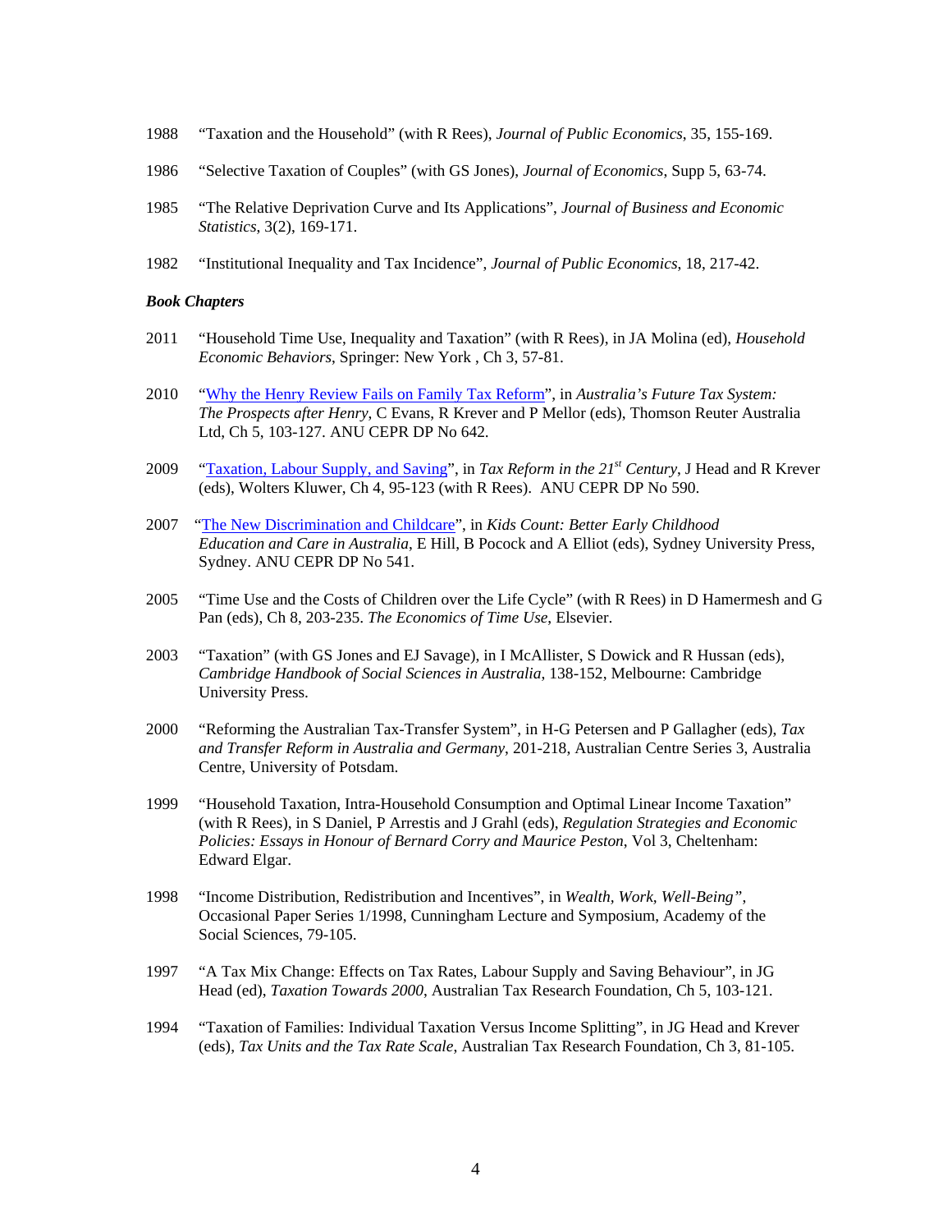1988 “Taxation and the Household” (with R Rees), *Journal of Public Economics*, 35, 155-169.

1986 “Selective Taxation of Couples” (with GS Jones), *Journal of Economics*, Supp 5, 63-74.

1985 “The Relative Deprivation Curve and Its Applications”, *Journal of Business and Economic Statistics*, 3(2), 169-171.

1982 “Institutional Inequality and Tax Incidence”, *Journal of Public Economics*, 18, 217-42.

***Book Chapters***

2011 “Household Time Use, Inequality and Taxation” (with R Rees), in JA Molina (ed), *Household Economic Behaviors*, Springer: New York , Ch 3, 57-81.

2010 “Why the Henry Review Fails on Family Tax Reform”, in *Australia’s Future Tax System: The Prospects after Henry*, C Evans, R Krever and P Mellor (eds), Thomson Reuter Australia Ltd, Ch 5, 103-127. ANU CEPR DP No 642.

2009 “Taxation, Labour Supply, and Saving”, in *Tax Reform in the 21st Century*, J Head and R Krever (eds), Wolters Kluwer, Ch 4, 95-123 (with R Rees). ANU CEPR DP No 590.

2007 “The New Discrimination and Childcare”, in *Kids Count: Better Early Childhood Education and Care in Australia*, E Hill, B Pocock and A Elliot (eds), Sydney University Press, Sydney. ANU CEPR DP No 541.

2005 “Time Use and the Costs of Children over the Life Cycle” (with R Rees) in D Hamermesh and G Pan (eds), Ch 8, 203-235. *The Economics of Time Use*, Elsevier.

2003 “Taxation” (with GS Jones and EJ Savage), in I McAllister, S Dowick and R Hussan (eds), *Cambridge Handbook of Social Sciences in Australia*, 138-152, Melbourne: Cambridge University Press.

2000 “Reforming the Australian Tax-Transfer System”, in H-G Petersen and P Gallagher (eds), *Tax and Transfer Reform in Australia and Germany*, 201-218, Australian Centre Series 3, Australia Centre, University of Potsdam.

1999 “Household Taxation, Intra-Household Consumption and Optimal Linear Income Taxation” (with R Rees), in S Daniel, P Arrestis and J Grahl (eds), *Regulation Strategies and Economic Policies: Essays in Honour of Bernard Corry and Maurice Peston*, Vol 3, Cheltenham: Edward Elgar.

1998 “Income Distribution, Redistribution and Incentives”, in *Wealth, Work, Well-Being”*, Occasional Paper Series 1/1998, Cunningham Lecture and Symposium, Academy of the Social Sciences, 79-105.

1997 “A Tax Mix Change: Effects on Tax Rates, Labour Supply and Saving Behaviour”, in JG Head (ed), *Taxation Towards 2000*, Australian Tax Research Foundation, Ch 5, 103-121.

1994 “Taxation of Families: Individual Taxation Versus Income Splitting”, in JG Head and Krever (eds), *Tax Units and the Tax Rate Scale*, Australian Tax Research Foundation, Ch 3, 81-105.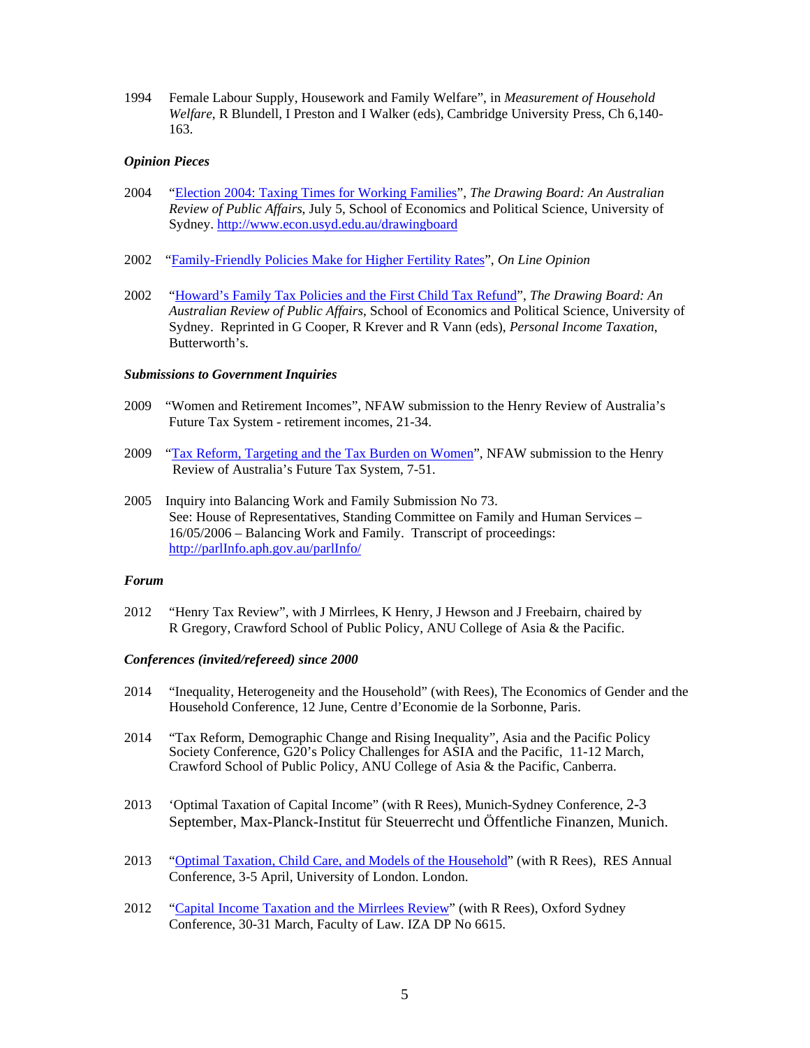1994 Female Labour Supply, Housework and Family Welfare", in *Measurement of Household Welfare*, R Blundell, I Preston and I Walker (eds), Cambridge University Press, Ch 6,140-163.

### *Opinion Pieces*

2004 "Election 2004: Taxing Times for Working Families", *The Drawing Board: An Australian Review of Public Affairs*, July 5, School of Economics and Political Science, University of Sydney. http://www.econ.usyd.edu.au/drawingboard

2002 "Family-Friendly Policies Make for Higher Fertility Rates", *On Line Opinion*

2002 "Howard's Family Tax Policies and the First Child Tax Refund", *The Drawing Board: An Australian Review of Public Affairs*, School of Economics and Political Science, University of Sydney. Reprinted in G Cooper, R Krever and R Vann (eds), *Personal Income Taxation*, Butterworth's.

### *Submissions to Government Inquiries*

2009 "Women and Retirement Incomes", NFAW submission to the Henry Review of Australia's Future Tax System - retirement incomes, 21-34.

2009 "Tax Reform, Targeting and the Tax Burden on Women", NFAW submission to the Henry Review of Australia's Future Tax System, 7-51.

2005 Inquiry into Balancing Work and Family Submission No 73.
See: House of Representatives, Standing Committee on Family and Human Services – 16/05/2006 – Balancing Work and Family. Transcript of proceedings: http://parlInfo.aph.gov.au/parlInfo/

### *Forum*

2012 "Henry Tax Review", with J Mirrlees, K Henry, J Hewson and J Freebairn, chaired by R Gregory, Crawford School of Public Policy, ANU College of Asia & the Pacific.

### *Conferences (invited/refereed) since 2000*

2014 "Inequality, Heterogeneity and the Household" (with Rees), The Economics of Gender and the Household Conference, 12 June, Centre d'Economie de la Sorbonne, Paris.

2014 "Tax Reform, Demographic Change and Rising Inequality", Asia and the Pacific Policy Society Conference, G20's Policy Challenges for ASIA and the Pacific, 11-12 March, Crawford School of Public Policy, ANU College of Asia & the Pacific, Canberra.

2013 'Optimal Taxation of Capital Income" (with R Rees), Munich-Sydney Conference, 2-3 September, Max-Planck-Institut für Steuerrecht und Öffentliche Finanzen, Munich.

2013 "Optimal Taxation, Child Care, and Models of the Household" (with R Rees), RES Annual Conference, 3-5 April, University of London. London.

2012 "Capital Income Taxation and the Mirrlees Review" (with R Rees), Oxford Sydney Conference, 30-31 March, Faculty of Law. IZA DP No 6615.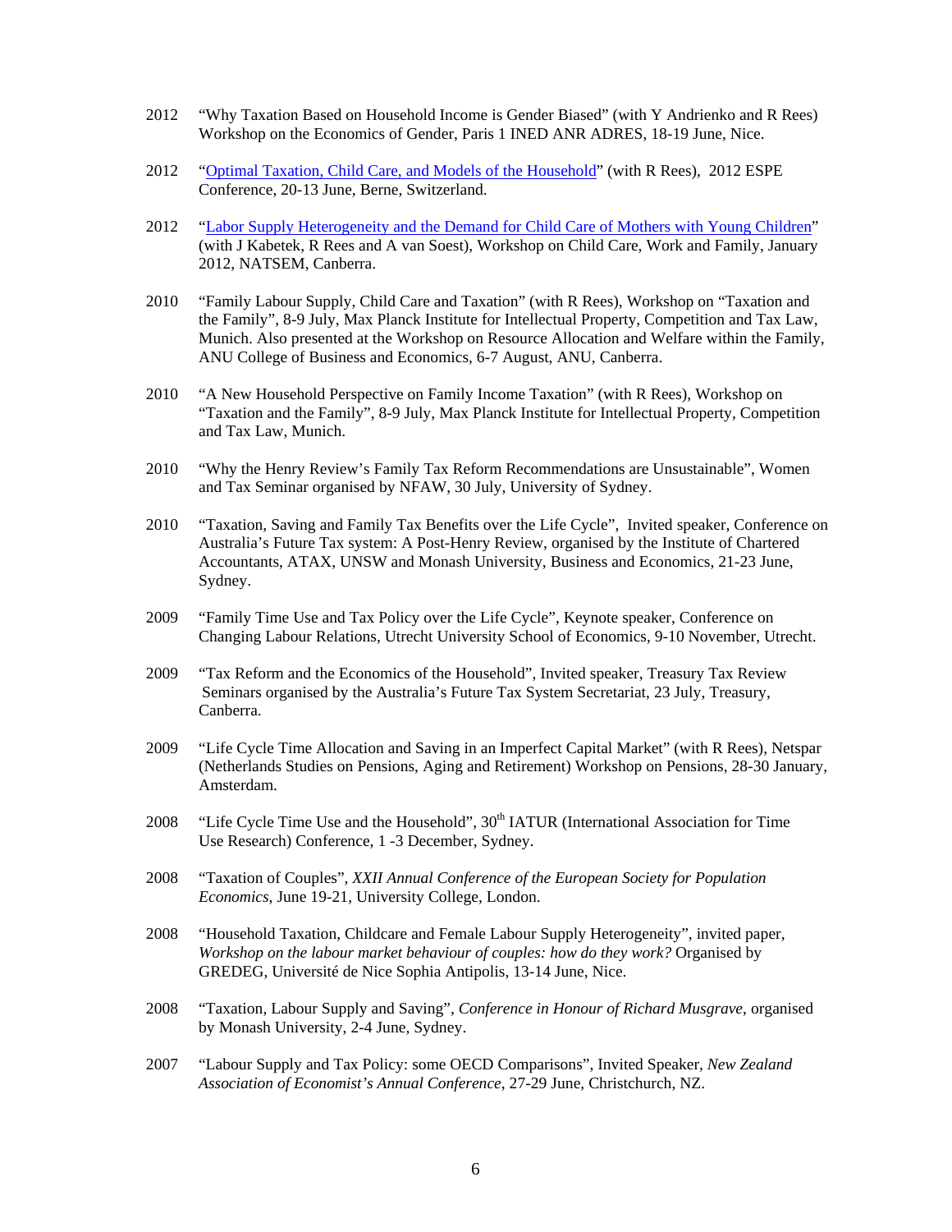2012 "Why Taxation Based on Household Income is Gender Biased" (with Y Andrienko and R Rees) Workshop on the Economics of Gender, Paris 1 INED ANR ADRES, 18-19 June, Nice.

2012 "Optimal Taxation, Child Care, and Models of the Household" (with R Rees), 2012 ESPE Conference, 20-13 June, Berne, Switzerland.

2012 "Labor Supply Heterogeneity and the Demand for Child Care of Mothers with Young Children" (with J Kabetek, R Rees and A van Soest), Workshop on Child Care, Work and Family, January 2012, NATSEM, Canberra.

2010 "Family Labour Supply, Child Care and Taxation" (with R Rees), Workshop on "Taxation and the Family", 8-9 July, Max Planck Institute for Intellectual Property, Competition and Tax Law, Munich. Also presented at the Workshop on Resource Allocation and Welfare within the Family, ANU College of Business and Economics, 6-7 August, ANU, Canberra.

2010 "A New Household Perspective on Family Income Taxation" (with R Rees), Workshop on "Taxation and the Family", 8-9 July, Max Planck Institute for Intellectual Property, Competition and Tax Law, Munich.

2010 "Why the Henry Review's Family Tax Reform Recommendations are Unsustainable", Women and Tax Seminar organised by NFAW, 30 July, University of Sydney.

2010 "Taxation, Saving and Family Tax Benefits over the Life Cycle", Invited speaker, Conference on Australia's Future Tax system: A Post-Henry Review, organised by the Institute of Chartered Accountants, ATAX, UNSW and Monash University, Business and Economics, 21-23 June, Sydney.

2009 "Family Time Use and Tax Policy over the Life Cycle", Keynote speaker, Conference on Changing Labour Relations, Utrecht University School of Economics, 9-10 November, Utrecht.

2009 "Tax Reform and the Economics of the Household", Invited speaker, Treasury Tax Review Seminars organised by the Australia's Future Tax System Secretariat, 23 July, Treasury, Canberra.

2009 "Life Cycle Time Allocation and Saving in an Imperfect Capital Market" (with R Rees), Netspar (Netherlands Studies on Pensions, Aging and Retirement) Workshop on Pensions, 28-30 January, Amsterdam.

2008 "Life Cycle Time Use and the Household", 30th IATUR (International Association for Time Use Research) Conference, 1 -3 December, Sydney.

2008 "Taxation of Couples", *XXII Annual Conference of the European Society for Population Economics*, June 19-21, University College, London.

2008 "Household Taxation, Childcare and Female Labour Supply Heterogeneity", invited paper, *Workshop on the labour market behaviour of couples: how do they work?* Organised by GREDEG, Université de Nice Sophia Antipolis, 13-14 June, Nice.

2008 "Taxation, Labour Supply and Saving", *Conference in Honour of Richard Musgrave*, organised by Monash University, 2-4 June, Sydney.

2007 "Labour Supply and Tax Policy: some OECD Comparisons", Invited Speaker, *New Zealand Association of Economist's Annual Conference*, 27-29 June, Christchurch, NZ.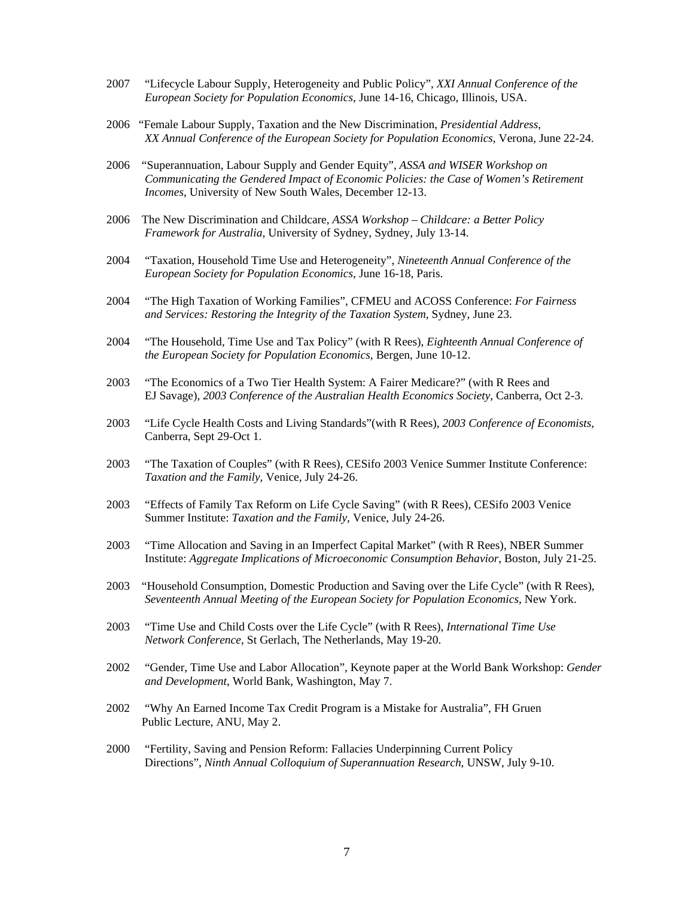2007 "Lifecycle Labour Supply, Heterogeneity and Public Policy", *XXI Annual Conference of the European Society for Population Economics*, June 14-16, Chicago, Illinois, USA.

2006 "Female Labour Supply, Taxation and the New Discrimination, *Presidential Address*, *XX Annual Conference of the European Society for Population Economics*, Verona, June 22-24.

2006 "Superannuation, Labour Supply and Gender Equity", *ASSA and WISER Workshop on Communicating the Gendered Impact of Economic Policies: the Case of Women's Retirement Incomes*, University of New South Wales, December 12-13.

2006 The New Discrimination and Childcare, *ASSA Workshop – Childcare: a Better Policy Framework for Australia*, University of Sydney, Sydney, July 13-14.

2004 "Taxation, Household Time Use and Heterogeneity", *Nineteenth Annual Conference of the European Society for Population Economics*, June 16-18, Paris.

2004 "The High Taxation of Working Families", CFMEU and ACOSS Conference: *For Fairness and Services: Restoring the Integrity of the Taxation System*, Sydney, June 23.

2004 "The Household, Time Use and Tax Policy" (with R Rees), *Eighteenth Annual Conference of the European Society for Population Economics*, Bergen, June 10-12.

2003 "The Economics of a Two Tier Health System: A Fairer Medicare?" (with R Rees and EJ Savage), *2003 Conference of the Australian Health Economics Society*, Canberra, Oct 2-3.

2003 "Life Cycle Health Costs and Living Standards"(with R Rees), *2003 Conference of Economists*, Canberra, Sept 29-Oct 1.

2003 "The Taxation of Couples" (with R Rees), CESifo 2003 Venice Summer Institute Conference: *Taxation and the Family*, Venice, July 24-26.

2003 "Effects of Family Tax Reform on Life Cycle Saving" (with R Rees), CESifo 2003 Venice Summer Institute: *Taxation and the Family*, Venice, July 24-26.

2003 "Time Allocation and Saving in an Imperfect Capital Market" (with R Rees), NBER Summer Institute: *Aggregate Implications of Microeconomic Consumption Behavior*, Boston, July 21-25.

2003 "Household Consumption, Domestic Production and Saving over the Life Cycle" (with R Rees), *Seventeenth Annual Meeting of the European Society for Population Economics*, New York.

2003 "Time Use and Child Costs over the Life Cycle" (with R Rees), *International Time Use Network Conference*, St Gerlach, The Netherlands, May 19-20.

2002 "Gender, Time Use and Labor Allocation", Keynote paper at the World Bank Workshop: *Gender and Development*, World Bank, Washington, May 7.

2002 "Why An Earned Income Tax Credit Program is a Mistake for Australia", FH Gruen Public Lecture, ANU, May 2.

2000 "Fertility, Saving and Pension Reform: Fallacies Underpinning Current Policy Directions", *Ninth Annual Colloquium of Superannuation Research*, UNSW, July 9-10.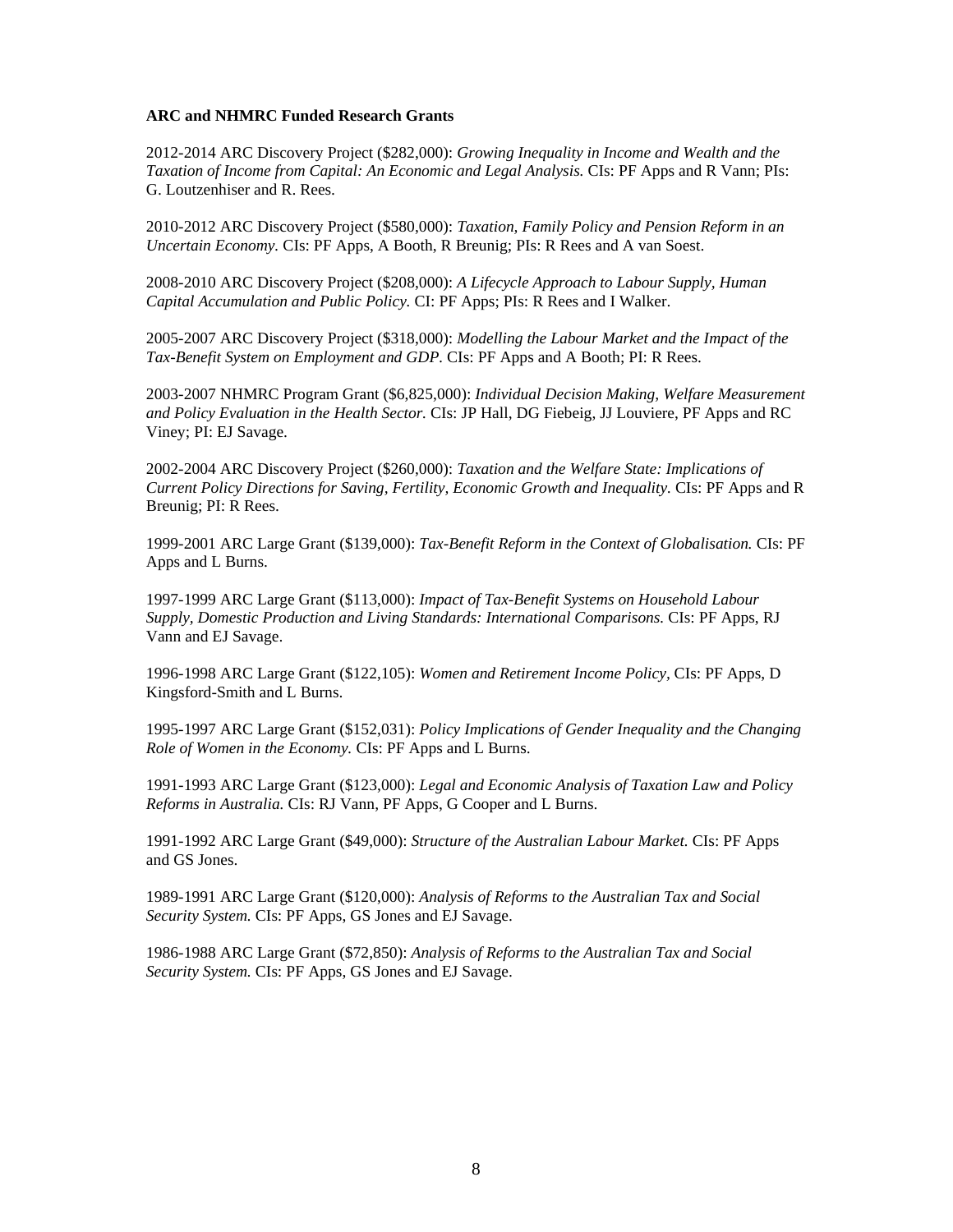**ARC and NHMRC Funded Research Grants**

2012-2014 ARC Discovery Project ($282,000): *Growing Inequality in Income and Wealth and the Taxation of Income from Capital: An Economic and Legal Analysis.* CIs: PF Apps and R Vann; PIs: G. Loutzenhiser and R. Rees.

2010-2012 ARC Discovery Project ($580,000): *Taxation, Family Policy and Pension Reform in an Uncertain Economy.* CIs: PF Apps, A Booth, R Breunig; PIs: R Rees and A van Soest.

2008-2010 ARC Discovery Project ($208,000): *A Lifecycle Approach to Labour Supply, Human Capital Accumulation and Public Policy.* CI: PF Apps; PIs: R Rees and I Walker.

2005-2007 ARC Discovery Project ($318,000): *Modelling the Labour Market and the Impact of the Tax-Benefit System on Employment and GDP.* CIs: PF Apps and A Booth; PI: R Rees.

2003-2007 NHMRC Program Grant ($6,825,000): *Individual Decision Making, Welfare Measurement and Policy Evaluation in the Health Sector.* CIs: JP Hall, DG Fiebeig, JJ Louviere, PF Apps and RC Viney; PI: EJ Savage.

2002-2004 ARC Discovery Project ($260,000): *Taxation and the Welfare State: Implications of Current Policy Directions for Saving, Fertility, Economic Growth and Inequality.* CIs: PF Apps and R Breunig; PI: R Rees.

1999-2001 ARC Large Grant ($139,000): *Tax-Benefit Reform in the Context of Globalisation.* CIs: PF Apps and L Burns.

1997-1999 ARC Large Grant ($113,000): *Impact of Tax-Benefit Systems on Household Labour Supply, Domestic Production and Living Standards: International Comparisons.* CIs: PF Apps, RJ Vann and EJ Savage.

1996-1998 ARC Large Grant ($122,105): *Women and Retirement Income Policy,* CIs: PF Apps, D Kingsford-Smith and L Burns.

1995-1997 ARC Large Grant ($152,031): *Policy Implications of Gender Inequality and the Changing Role of Women in the Economy.* CIs: PF Apps and L Burns.

1991-1993 ARC Large Grant ($123,000): *Legal and Economic Analysis of Taxation Law and Policy Reforms in Australia.* CIs: RJ Vann, PF Apps, G Cooper and L Burns.

1991-1992 ARC Large Grant ($49,000): *Structure of the Australian Labour Market.* CIs: PF Apps and GS Jones.

1989-1991 ARC Large Grant ($120,000): *Analysis of Reforms to the Australian Tax and Social Security System.* CIs: PF Apps, GS Jones and EJ Savage.

1986-1988 ARC Large Grant ($72,850): *Analysis of Reforms to the Australian Tax and Social Security System.* CIs: PF Apps, GS Jones and EJ Savage.